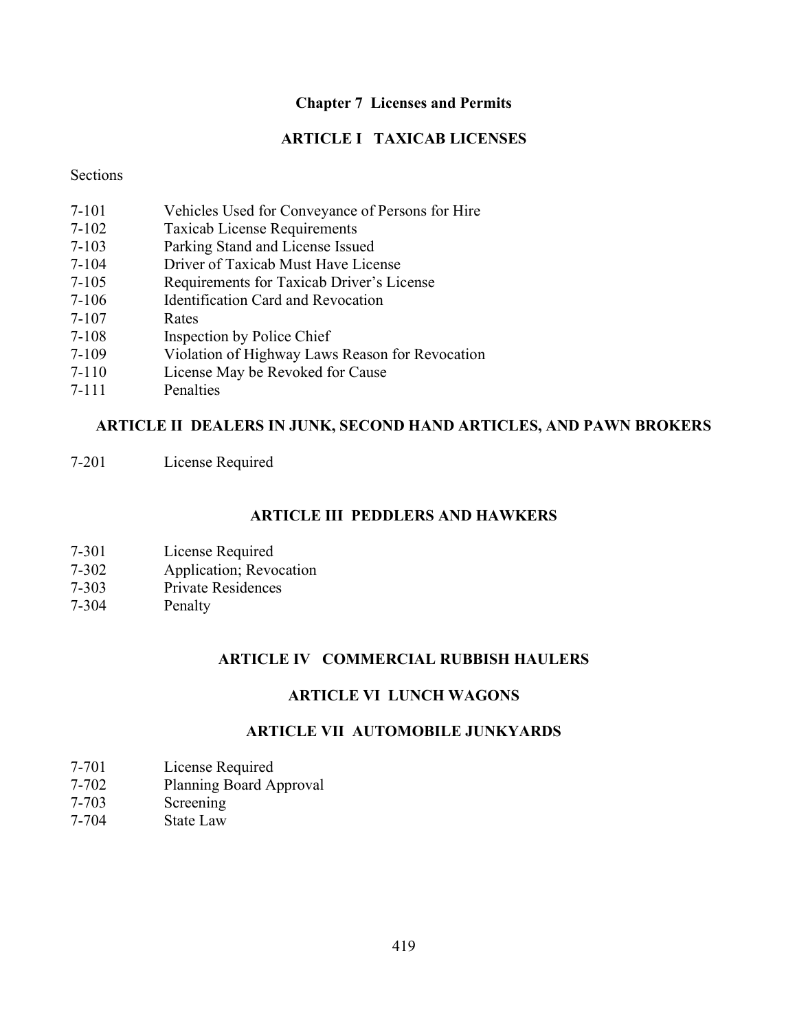# Chapter 7 Licenses and Permits

## ARTICLE I TAXICAB LICENSES

Sections

7-101 Vehicles Used for Conveyance of Persons for Hire
7-102 Taxicab License Requirements
7-103 Parking Stand and License Issued
7-104 Driver of Taxicab Must Have License
7-105 Requirements for Taxicab Driver's License
7-106 Identification Card and Revocation
7-107 Rates
7-108 Inspection by Police Chief
7-109 Violation of Highway Laws Reason for Revocation
7-110 License May be Revoked for Cause
7-111 Penalties

## ARTICLE II DEALERS IN JUNK, SECOND HAND ARTICLES, AND PAWN BROKERS

7-201 License Required

## ARTICLE III PEDDLERS AND HAWKERS

7-301 License Required
7-302 Application; Revocation
7-303 Private Residences
7-304 Penalty

## ARTICLE IV COMMERCIAL RUBBISH HAULERS

## ARTICLE VI LUNCH WAGONS

## ARTICLE VII AUTOMOBILE JUNKYARDS

7-701 License Required
7-702 Planning Board Approval
7-703 Screening
7-704 State Law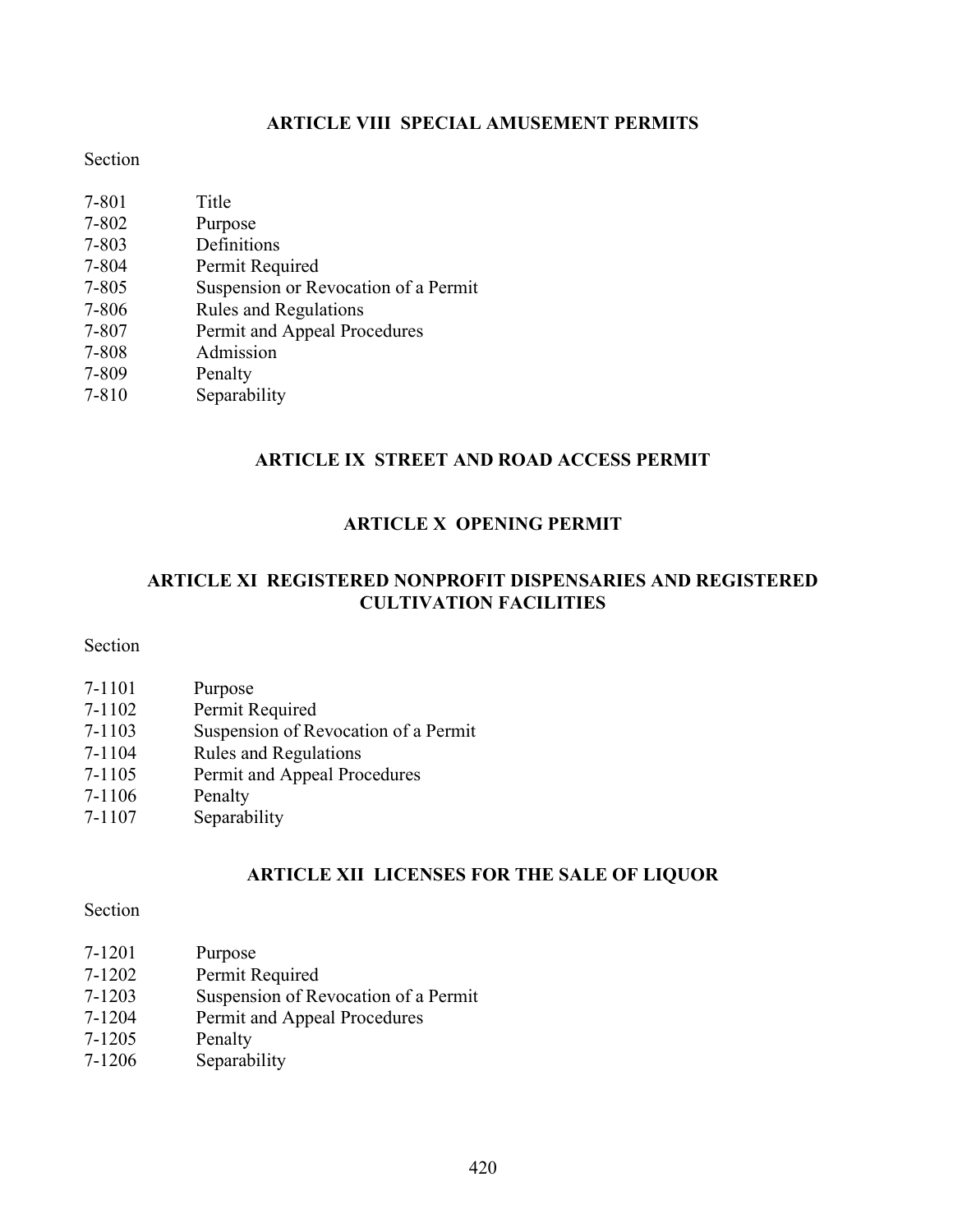## ARTICLE VIII SPECIAL AMUSEMENT PERMITS

Section

7-801 Title
7-802 Purpose
7-803 Definitions
7-804 Permit Required
7-805 Suspension or Revocation of a Permit
7-806 Rules and Regulations
7-807 Permit and Appeal Procedures
7-808 Admission
7-809 Penalty
7-810 Separability

## ARTICLE IX STREET AND ROAD ACCESS PERMIT

## ARTICLE X OPENING PERMIT

## ARTICLE XI REGISTERED NONPROFIT DISPENSARIES AND REGISTERED CULTIVATION FACILITIES

Section

7-1101 Purpose
7-1102 Permit Required
7-1103 Suspension of Revocation of a Permit
7-1104 Rules and Regulations
7-1105 Permit and Appeal Procedures
7-1106 Penalty
7-1107 Separability

## ARTICLE XII LICENSES FOR THE SALE OF LIQUOR

Section

7-1201 Purpose
7-1202 Permit Required
7-1203 Suspension of Revocation of a Permit
7-1204 Permit and Appeal Procedures
7-1205 Penalty
7-1206 Separability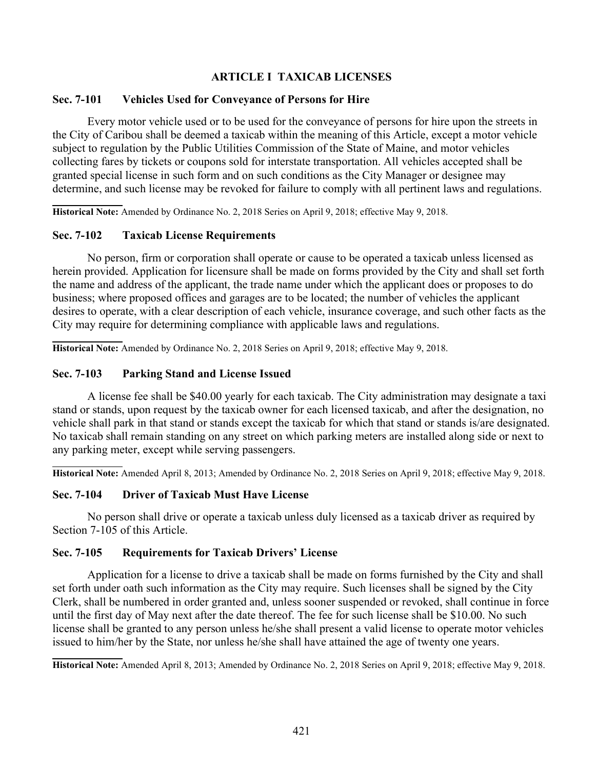## ARTICLE I TAXICAB LICENSES

### Sec. 7-101 Vehicles Used for Conveyance of Persons for Hire

Every motor vehicle used or to be used for the conveyance of persons for hire upon the streets in the City of Caribou shall be deemed a taxicab within the meaning of this Article, except a motor vehicle subject to regulation by the Public Utilities Commission of the State of Maine, and motor vehicles collecting fares by tickets or coupons sold for interstate transportation. All vehicles accepted shall be granted special license in such form and on such conditions as the City Manager or designee may determine, and such license may be revoked for failure to comply with all pertinent laws and regulations.

**Historical Note:** Amended by Ordinance No. 2, 2018 Series on April 9, 2018; effective May 9, 2018.

### Sec. 7-102 Taxicab License Requirements

No person, firm or corporation shall operate or cause to be operated a taxicab unless licensed as herein provided. Application for licensure shall be made on forms provided by the City and shall set forth the name and address of the applicant, the trade name under which the applicant does or proposes to do business; where proposed offices and garages are to be located; the number of vehicles the applicant desires to operate, with a clear description of each vehicle, insurance coverage, and such other facts as the City may require for determining compliance with applicable laws and regulations.

**Historical Note:** Amended by Ordinance No. 2, 2018 Series on April 9, 2018; effective May 9, 2018.

### Sec. 7-103 Parking Stand and License Issued

A license fee shall be $40.00 yearly for each taxicab. The City administration may designate a taxi stand or stands, upon request by the taxicab owner for each licensed taxicab, and after the designation, no vehicle shall park in that stand or stands except the taxicab for which that stand or stands is/are designated. No taxicab shall remain standing on any street on which parking meters are installed along side or next to any parking meter, except while serving passengers.

**Historical Note:** Amended April 8, 2013; Amended by Ordinance No. 2, 2018 Series on April 9, 2018; effective May 9, 2018.

### Sec. 7-104 Driver of Taxicab Must Have License

No person shall drive or operate a taxicab unless duly licensed as a taxicab driver as required by Section 7-105 of this Article.

### Sec. 7-105 Requirements for Taxicab Drivers' License

Application for a license to drive a taxicab shall be made on forms furnished by the City and shall set forth under oath such information as the City may require. Such licenses shall be signed by the City Clerk, shall be numbered in order granted and, unless sooner suspended or revoked, shall continue in force until the first day of May next after the date thereof. The fee for such license shall be $10.00. No such license shall be granted to any person unless he/she shall present a valid license to operate motor vehicles issued to him/her by the State, nor unless he/she shall have attained the age of twenty one years.

**Historical Note:** Amended April 8, 2013; Amended by Ordinance No. 2, 2018 Series on April 9, 2018; effective May 9, 2018.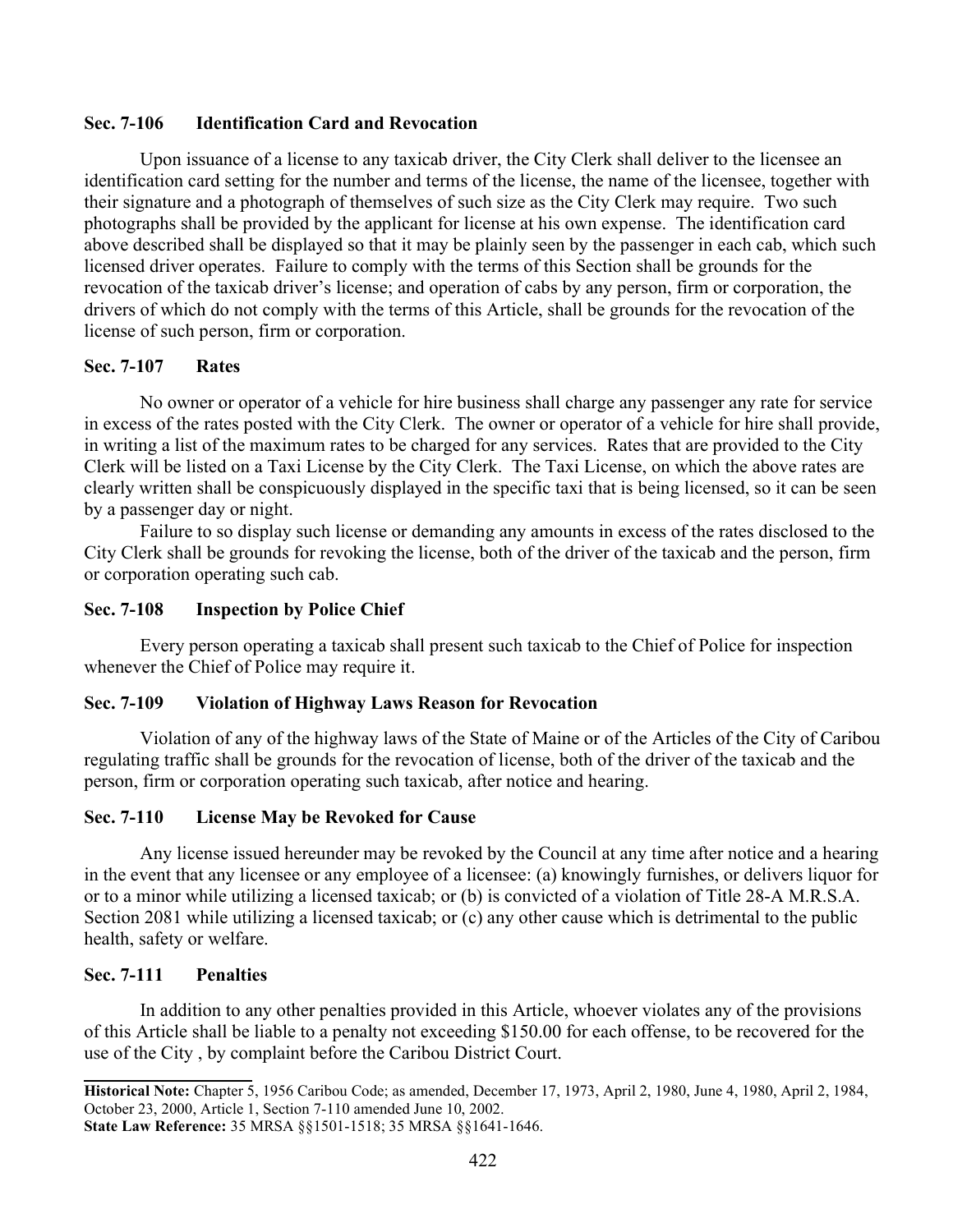### Sec. 7-106 Identification Card and Revocation

Upon issuance of a license to any taxicab driver, the City Clerk shall deliver to the licensee an identification card setting for the number and terms of the license, the name of the licensee, together with their signature and a photograph of themselves of such size as the City Clerk may require. Two such photographs shall be provided by the applicant for license at his own expense. The identification card above described shall be displayed so that it may be plainly seen by the passenger in each cab, which such licensed driver operates. Failure to comply with the terms of this Section shall be grounds for the revocation of the taxicab driver's license; and operation of cabs by any person, firm or corporation, the drivers of which do not comply with the terms of this Article, shall be grounds for the revocation of the license of such person, firm or corporation.

### Sec. 7-107 Rates

No owner or operator of a vehicle for hire business shall charge any passenger any rate for service in excess of the rates posted with the City Clerk. The owner or operator of a vehicle for hire shall provide, in writing a list of the maximum rates to be charged for any services. Rates that are provided to the City Clerk will be listed on a Taxi License by the City Clerk. The Taxi License, on which the above rates are clearly written shall be conspicuously displayed in the specific taxi that is being licensed, so it can be seen by a passenger day or night.

Failure to so display such license or demanding any amounts in excess of the rates disclosed to the City Clerk shall be grounds for revoking the license, both of the driver of the taxicab and the person, firm or corporation operating such cab.

### Sec. 7-108 Inspection by Police Chief

Every person operating a taxicab shall present such taxicab to the Chief of Police for inspection whenever the Chief of Police may require it.

### Sec. 7-109 Violation of Highway Laws Reason for Revocation

Violation of any of the highway laws of the State of Maine or of the Articles of the City of Caribou regulating traffic shall be grounds for the revocation of license, both of the driver of the taxicab and the person, firm or corporation operating such taxicab, after notice and hearing.

### Sec. 7-110 License May be Revoked for Cause

Any license issued hereunder may be revoked by the Council at any time after notice and a hearing in the event that any licensee or any employee of a licensee: (a) knowingly furnishes, or delivers liquor for or to a minor while utilizing a licensed taxicab; or (b) is convicted of a violation of Title 28-A M.R.S.A. Section 2081 while utilizing a licensed taxicab; or (c) any other cause which is detrimental to the public health, safety or welfare.

### Sec. 7-111 Penalties

In addition to any other penalties provided in this Article, whoever violates any of the provisions of this Article shall be liable to a penalty not exceeding $150.00 for each offense, to be recovered for the use of the City , by complaint before the Caribou District Court.

---

**Historical Note:** Chapter 5, 1956 Caribou Code; as amended, December 17, 1973, April 2, 1980, June 4, 1980, April 2, 1984, October 23, 2000, Article 1, Section 7-110 amended June 10, 2002.
**State Law Reference:** 35 MRSA §§1501-1518; 35 MRSA §§1641-1646.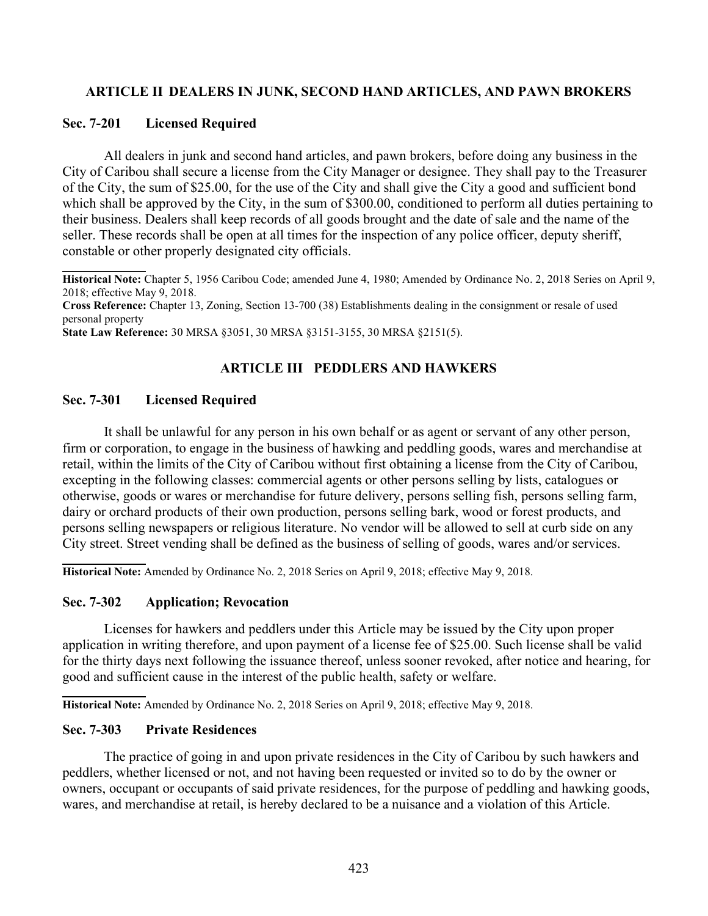## ARTICLE II DEALERS IN JUNK, SECOND HAND ARTICLES, AND PAWN BROKERS

### Sec. 7-201 Licensed Required

All dealers in junk and second hand articles, and pawn brokers, before doing any business in the City of Caribou shall secure a license from the City Manager or designee. They shall pay to the Treasurer of the City, the sum of $25.00, for the use of the City and shall give the City a good and sufficient bond which shall be approved by the City, in the sum of $300.00, conditioned to perform all duties pertaining to their business. Dealers shall keep records of all goods brought and the date of sale and the name of the seller. These records shall be open at all times for the inspection of any police officer, deputy sheriff, constable or other properly designated city officials.

**Historical Note:** Chapter 5, 1956 Caribou Code; amended June 4, 1980; Amended by Ordinance No. 2, 2018 Series on April 9, 2018; effective May 9, 2018.
**Cross Reference:** Chapter 13, Zoning, Section 13-700 (38) Establishments dealing in the consignment or resale of used personal property
**State Law Reference:** 30 MRSA §3051, 30 MRSA §3151-3155, 30 MRSA §2151(5).

## ARTICLE III PEDDLERS AND HAWKERS

### Sec. 7-301 Licensed Required

It shall be unlawful for any person in his own behalf or as agent or servant of any other person, firm or corporation, to engage in the business of hawking and peddling goods, wares and merchandise at retail, within the limits of the City of Caribou without first obtaining a license from the City of Caribou, excepting in the following classes: commercial agents or other persons selling by lists, catalogues or otherwise, goods or wares or merchandise for future delivery, persons selling fish, persons selling farm, dairy or orchard products of their own production, persons selling bark, wood or forest products, and persons selling newspapers or religious literature. No vendor will be allowed to sell at curb side on any City street. Street vending shall be defined as the business of selling of goods, wares and/or services.

**Historical Note:** Amended by Ordinance No. 2, 2018 Series on April 9, 2018; effective May 9, 2018.

### Sec. 7-302 Application; Revocation

Licenses for hawkers and peddlers under this Article may be issued by the City upon proper application in writing therefore, and upon payment of a license fee of $25.00. Such license shall be valid for the thirty days next following the issuance thereof, unless sooner revoked, after notice and hearing, for good and sufficient cause in the interest of the public health, safety or welfare.

**Historical Note:** Amended by Ordinance No. 2, 2018 Series on April 9, 2018; effective May 9, 2018.

### Sec. 7-303 Private Residences

The practice of going in and upon private residences in the City of Caribou by such hawkers and peddlers, whether licensed or not, and not having been requested or invited so to do by the owner or owners, occupant or occupants of said private residences, for the purpose of peddling and hawking goods, wares, and merchandise at retail, is hereby declared to be a nuisance and a violation of this Article.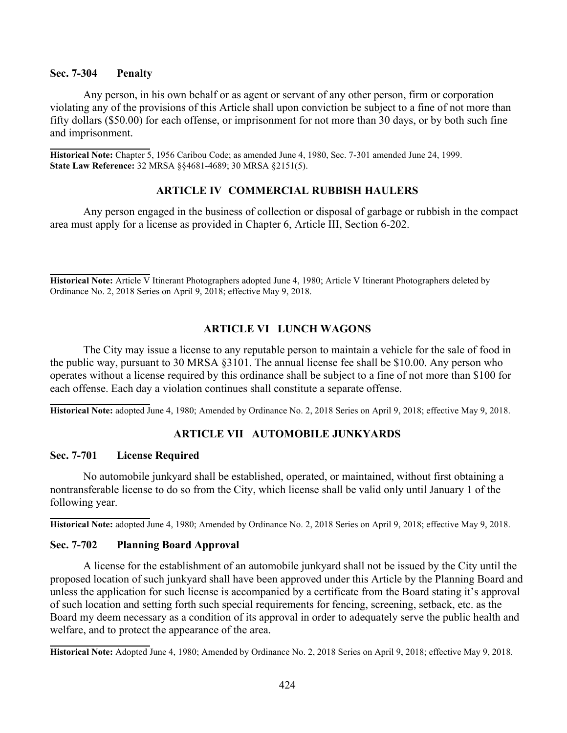### Sec. 7-304 Penalty

Any person, in his own behalf or as agent or servant of any other person, firm or corporation violating any of the provisions of this Article shall upon conviction be subject to a fine of not more than fifty dollars ($50.00) for each offense, or imprisonment for not more than 30 days, or by both such fine and imprisonment.

**Historical Note:** Chapter 5, 1956 Caribou Code; as amended June 4, 1980, Sec. 7-301 amended June 24, 1999.
**State Law Reference:** 32 MRSA §§4681-4689; 30 MRSA §2151(5).

## ARTICLE IV COMMERCIAL RUBBISH HAULERS

Any person engaged in the business of collection or disposal of garbage or rubbish in the compact area must apply for a license as provided in Chapter 6, Article III, Section 6-202.

**Historical Note:** Article V Itinerant Photographers adopted June 4, 1980; Article V Itinerant Photographers deleted by Ordinance No. 2, 2018 Series on April 9, 2018; effective May 9, 2018.

## ARTICLE VI LUNCH WAGONS

The City may issue a license to any reputable person to maintain a vehicle for the sale of food in the public way, pursuant to 30 MRSA §3101. The annual license fee shall be $10.00. Any person who operates without a license required by this ordinance shall be subject to a fine of not more than $100 for each offense. Each day a violation continues shall constitute a separate offense.

**Historical Note:** adopted June 4, 1980; Amended by Ordinance No. 2, 2018 Series on April 9, 2018; effective May 9, 2018.

## ARTICLE VII AUTOMOBILE JUNKYARDS

### Sec. 7-701 License Required

No automobile junkyard shall be established, operated, or maintained, without first obtaining a nontransferable license to do so from the City, which license shall be valid only until January 1 of the following year.

**Historical Note:** adopted June 4, 1980; Amended by Ordinance No. 2, 2018 Series on April 9, 2018; effective May 9, 2018.

### Sec. 7-702 Planning Board Approval

A license for the establishment of an automobile junkyard shall not be issued by the City until the proposed location of such junkyard shall have been approved under this Article by the Planning Board and unless the application for such license is accompanied by a certificate from the Board stating it's approval of such location and setting forth such special requirements for fencing, screening, setback, etc. as the Board my deem necessary as a condition of its approval in order to adequately serve the public health and welfare, and to protect the appearance of the area.

**Historical Note:** Adopted June 4, 1980; Amended by Ordinance No. 2, 2018 Series on April 9, 2018; effective May 9, 2018.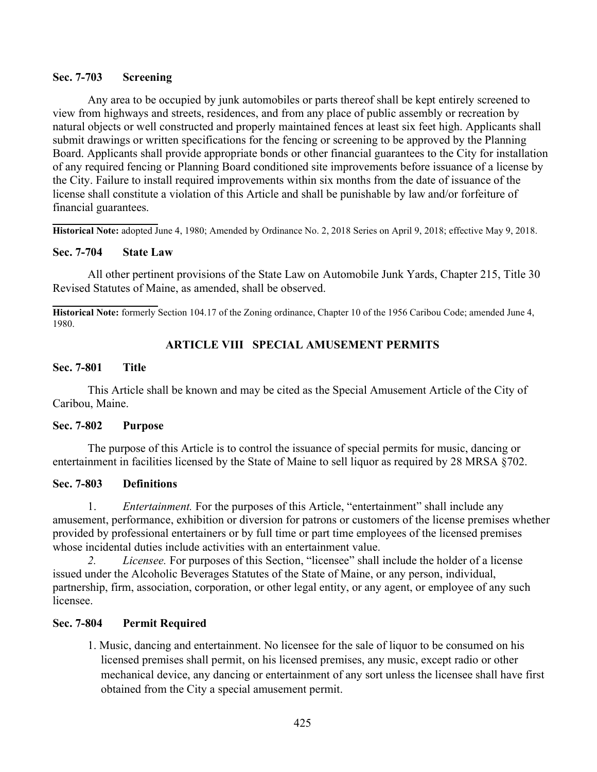### Sec. 7-703 Screening

Any area to be occupied by junk automobiles or parts thereof shall be kept entirely screened to view from highways and streets, residences, and from any place of public assembly or recreation by natural objects or well constructed and properly maintained fences at least six feet high. Applicants shall submit drawings or written specifications for the fencing or screening to be approved by the Planning Board. Applicants shall provide appropriate bonds or other financial guarantees to the City for installation of any required fencing or Planning Board conditioned site improvements before issuance of a license by the City. Failure to install required improvements within six months from the date of issuance of the license shall constitute a violation of this Article and shall be punishable by law and/or forfeiture of financial guarantees.

---

**Historical Note:** adopted June 4, 1980; Amended by Ordinance No. 2, 2018 Series on April 9, 2018; effective May 9, 2018.

### Sec. 7-704 State Law

All other pertinent provisions of the State Law on Automobile Junk Yards, Chapter 215, Title 30 Revised Statutes of Maine, as amended, shall be observed.

---

**Historical Note:** formerly Section 104.17 of the Zoning ordinance, Chapter 10 of the 1956 Caribou Code; amended June 4, 1980.

## ARTICLE VIII SPECIAL AMUSEMENT PERMITS

### Sec. 7-801 Title

This Article shall be known and may be cited as the Special Amusement Article of the City of Caribou, Maine.

### Sec. 7-802 Purpose

The purpose of this Article is to control the issuance of special permits for music, dancing or entertainment in facilities licensed by the State of Maine to sell liquor as required by 28 MRSA §702.

### Sec. 7-803 Definitions

1. *Entertainment.* For the purposes of this Article, "entertainment" shall include any amusement, performance, exhibition or diversion for patrons or customers of the license premises whether provided by professional entertainers or by full time or part time employees of the licensed premises whose incidental duties include activities with an entertainment value.

*2. Licensee.* For purposes of this Section, "licensee" shall include the holder of a license issued under the Alcoholic Beverages Statutes of the State of Maine, or any person, individual, partnership, firm, association, corporation, or other legal entity, or any agent, or employee of any such licensee.

### Sec. 7-804 Permit Required

1. Music, dancing and entertainment. No licensee for the sale of liquor to be consumed on his licensed premises shall permit, on his licensed premises, any music, except radio or other mechanical device, any dancing or entertainment of any sort unless the licensee shall have first obtained from the City a special amusement permit.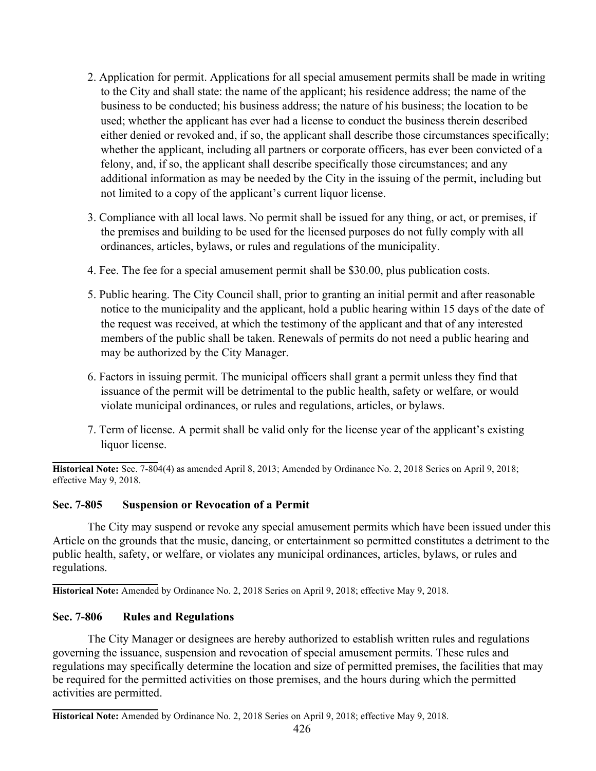2. Application for permit. Applications for all special amusement permits shall be made in writing to the City and shall state: the name of the applicant; his residence address; the name of the business to be conducted; his business address; the nature of his business; the location to be used; whether the applicant has ever had a license to conduct the business therein described either denied or revoked and, if so, the applicant shall describe those circumstances specifically; whether the applicant, including all partners or corporate officers, has ever been convicted of a felony, and, if so, the applicant shall describe specifically those circumstances; and any additional information as may be needed by the City in the issuing of the permit, including but not limited to a copy of the applicant's current liquor license.

3. Compliance with all local laws. No permit shall be issued for any thing, or act, or premises, if the premises and building to be used for the licensed purposes do not fully comply with all ordinances, articles, bylaws, or rules and regulations of the municipality.

4. Fee. The fee for a special amusement permit shall be $30.00, plus publication costs.

5. Public hearing. The City Council shall, prior to granting an initial permit and after reasonable notice to the municipality and the applicant, hold a public hearing within 15 days of the date of the request was received, at which the testimony of the applicant and that of any interested members of the public shall be taken. Renewals of permits do not need a public hearing and may be authorized by the City Manager.

6. Factors in issuing permit. The municipal officers shall grant a permit unless they find that issuance of the permit will be detrimental to the public health, safety or welfare, or would violate municipal ordinances, or rules and regulations, articles, or bylaws.

7. Term of license. A permit shall be valid only for the license year of the applicant's existing liquor license.

---

**Historical Note:** Sec. 7-804(4) as amended April 8, 2013; Amended by Ordinance No. 2, 2018 Series on April 9, 2018; effective May 9, 2018.

### Sec. 7-805 Suspension or Revocation of a Permit

The City may suspend or revoke any special amusement permits which have been issued under this Article on the grounds that the music, dancing, or entertainment so permitted constitutes a detriment to the public health, safety, or welfare, or violates any municipal ordinances, articles, bylaws, or rules and regulations.

---

**Historical Note:** Amended by Ordinance No. 2, 2018 Series on April 9, 2018; effective May 9, 2018.

### Sec. 7-806 Rules and Regulations

The City Manager or designees are hereby authorized to establish written rules and regulations governing the issuance, suspension and revocation of special amusement permits. These rules and regulations may specifically determine the location and size of permitted premises, the facilities that may be required for the permitted activities on those premises, and the hours during which the permitted activities are permitted.

---

**Historical Note:** Amended by Ordinance No. 2, 2018 Series on April 9, 2018; effective May 9, 2018.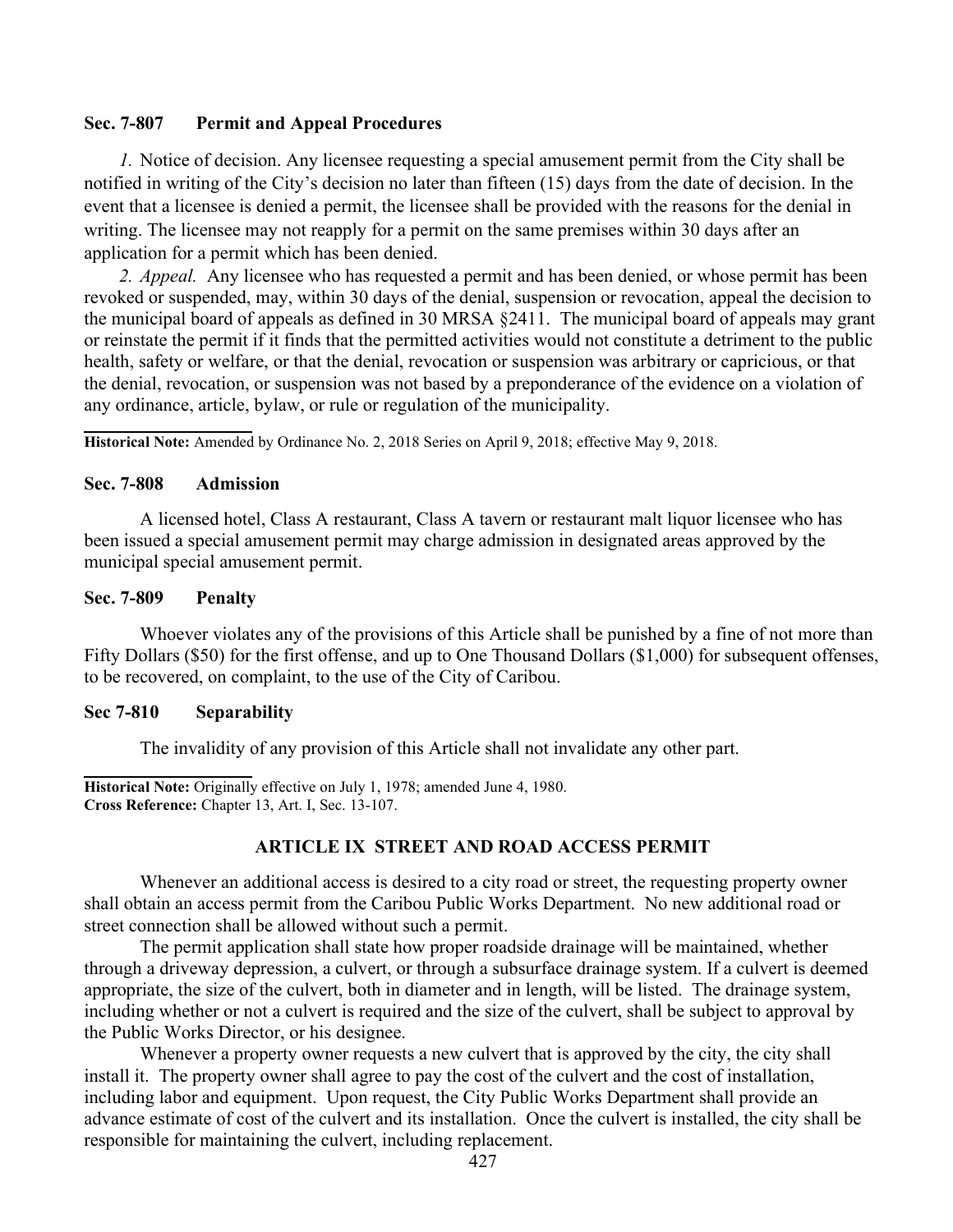### Sec. 7-807 Permit and Appeal Procedures

*1.* Notice of decision. Any licensee requesting a special amusement permit from the City shall be notified in writing of the City's decision no later than fifteen (15) days from the date of decision. In the event that a licensee is denied a permit, the licensee shall be provided with the reasons for the denial in writing. The licensee may not reapply for a permit on the same premises within 30 days after an application for a permit which has been denied.

*2. Appeal.* Any licensee who has requested a permit and has been denied, or whose permit has been revoked or suspended, may, within 30 days of the denial, suspension or revocation, appeal the decision to the municipal board of appeals as defined in 30 MRSA §2411. The municipal board of appeals may grant or reinstate the permit if it finds that the permitted activities would not constitute a detriment to the public health, safety or welfare, or that the denial, revocation or suspension was arbitrary or capricious, or that the denial, revocation, or suspension was not based by a preponderance of the evidence on a violation of any ordinance, article, bylaw, or rule or regulation of the municipality.

**Historical Note:** Amended by Ordinance No. 2, 2018 Series on April 9, 2018; effective May 9, 2018.

### Sec. 7-808 Admission

A licensed hotel, Class A restaurant, Class A tavern or restaurant malt liquor licensee who has been issued a special amusement permit may charge admission in designated areas approved by the municipal special amusement permit.

### Sec. 7-809 Penalty

Whoever violates any of the provisions of this Article shall be punished by a fine of not more than Fifty Dollars ($50) for the first offense, and up to One Thousand Dollars ($1,000) for subsequent offenses, to be recovered, on complaint, to the use of the City of Caribou.

### Sec 7-810 Separability

The invalidity of any provision of this Article shall not invalidate any other part.

**Historical Note:** Originally effective on July 1, 1978; amended June 4, 1980.
**Cross Reference:** Chapter 13, Art. I, Sec. 13-107.

## ARTICLE IX STREET AND ROAD ACCESS PERMIT

Whenever an additional access is desired to a city road or street, the requesting property owner shall obtain an access permit from the Caribou Public Works Department. No new additional road or street connection shall be allowed without such a permit.

The permit application shall state how proper roadside drainage will be maintained, whether through a driveway depression, a culvert, or through a subsurface drainage system. If a culvert is deemed appropriate, the size of the culvert, both in diameter and in length, will be listed. The drainage system, including whether or not a culvert is required and the size of the culvert, shall be subject to approval by the Public Works Director, or his designee.

Whenever a property owner requests a new culvert that is approved by the city, the city shall install it. The property owner shall agree to pay the cost of the culvert and the cost of installation, including labor and equipment. Upon request, the City Public Works Department shall provide an advance estimate of cost of the culvert and its installation. Once the culvert is installed, the city shall be responsible for maintaining the culvert, including replacement.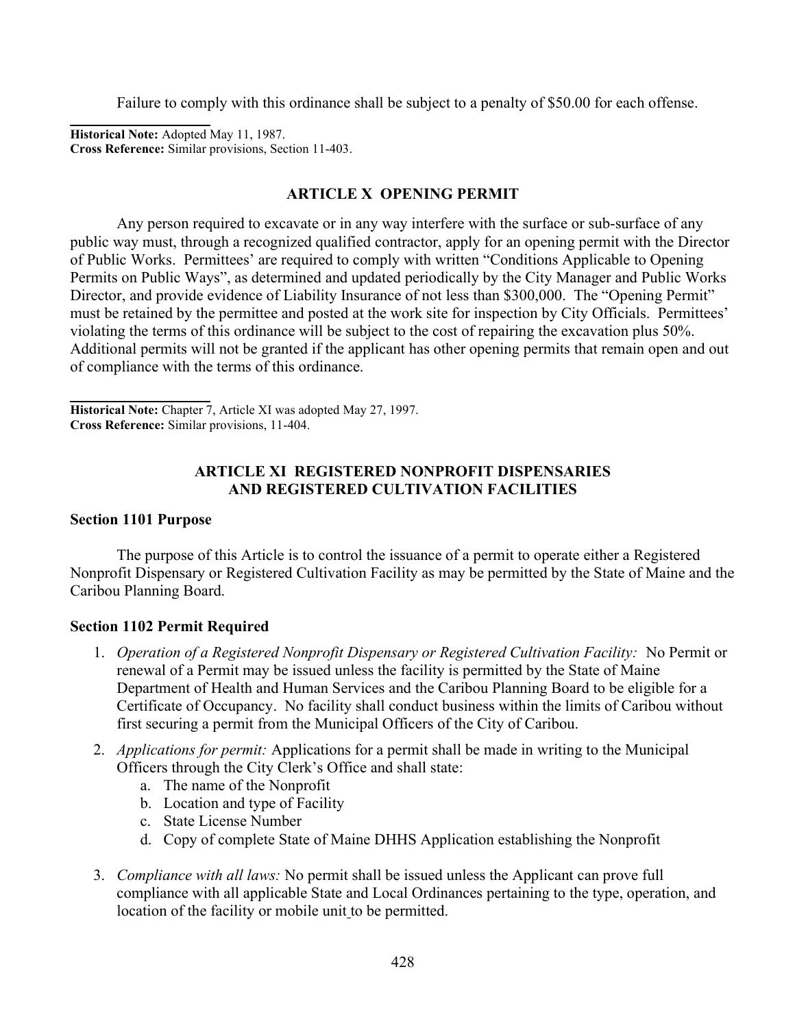Failure to comply with this ordinance shall be subject to a penalty of $50.00 for each offense.

**Historical Note:** Adopted May 11, 1987.
**Cross Reference:** Similar provisions, Section 11-403.

## ARTICLE X OPENING PERMIT

Any person required to excavate or in any way interfere with the surface or sub-surface of any public way must, through a recognized qualified contractor, apply for an opening permit with the Director of Public Works. Permittees' are required to comply with written "Conditions Applicable to Opening Permits on Public Ways", as determined and updated periodically by the City Manager and Public Works Director, and provide evidence of Liability Insurance of not less than $300,000. The "Opening Permit" must be retained by the permittee and posted at the work site for inspection by City Officials. Permittees' violating the terms of this ordinance will be subject to the cost of repairing the excavation plus 50%. Additional permits will not be granted if the applicant has other opening permits that remain open and out of compliance with the terms of this ordinance.

**Historical Note:** Chapter 7, Article XI was adopted May 27, 1997.
**Cross Reference:** Similar provisions, 11-404.

## ARTICLE XI REGISTERED NONPROFIT DISPENSARIES AND REGISTERED CULTIVATION FACILITIES

### Section 1101 Purpose

The purpose of this Article is to control the issuance of a permit to operate either a Registered Nonprofit Dispensary or Registered Cultivation Facility as may be permitted by the State of Maine and the Caribou Planning Board.

### Section 1102 Permit Required

1. *Operation of a Registered Nonprofit Dispensary or Registered Cultivation Facility:* No Permit or renewal of a Permit may be issued unless the facility is permitted by the State of Maine Department of Health and Human Services and the Caribou Planning Board to be eligible for a Certificate of Occupancy. No facility shall conduct business within the limits of Caribou without first securing a permit from the Municipal Officers of the City of Caribou.
2. *Applications for permit:* Applications for a permit shall be made in writing to the Municipal Officers through the City Clerk's Office and shall state:
   a. The name of the Nonprofit
   b. Location and type of Facility
   c. State License Number
   d. Copy of complete State of Maine DHHS Application establishing the Nonprofit
3. *Compliance with all laws:* No permit shall be issued unless the Applicant can prove full compliance with all applicable State and Local Ordinances pertaining to the type, operation, and location of the facility or mobile unit to be permitted.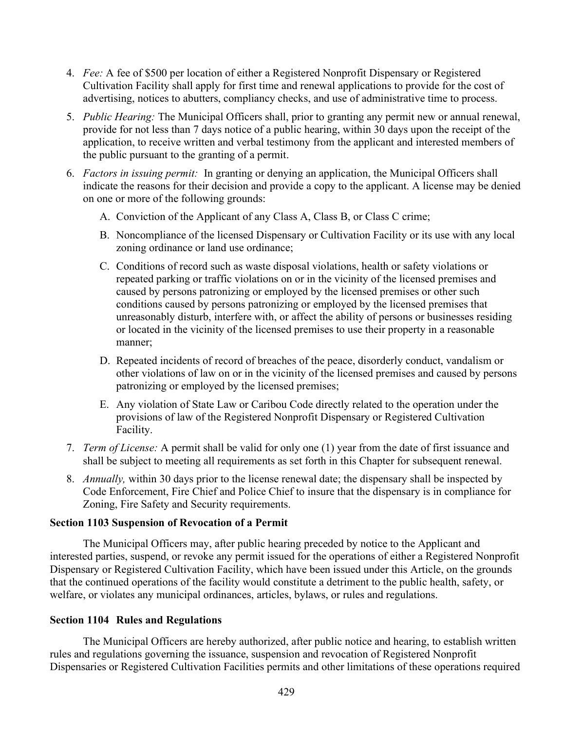4. *Fee:* A fee of $500 per location of either a Registered Nonprofit Dispensary or Registered Cultivation Facility shall apply for first time and renewal applications to provide for the cost of advertising, notices to abutters, compliancy checks, and use of administrative time to process.
5. *Public Hearing:* The Municipal Officers shall, prior to granting any permit new or annual renewal, provide for not less than 7 days notice of a public hearing, within 30 days upon the receipt of the application, to receive written and verbal testimony from the applicant and interested members of the public pursuant to the granting of a permit.
6. *Factors in issuing permit:* In granting or denying an application, the Municipal Officers shall indicate the reasons for their decision and provide a copy to the applicant. A license may be denied on one or more of the following grounds:
   A. Conviction of the Applicant of any Class A, Class B, or Class C crime;
   B. Noncompliance of the licensed Dispensary or Cultivation Facility or its use with any local zoning ordinance or land use ordinance;
   C. Conditions of record such as waste disposal violations, health or safety violations or repeated parking or traffic violations on or in the vicinity of the licensed premises and caused by persons patronizing or employed by the licensed premises or other such conditions caused by persons patronizing or employed by the licensed premises that unreasonably disturb, interfere with, or affect the ability of persons or businesses residing or located in the vicinity of the licensed premises to use their property in a reasonable manner;
   D. Repeated incidents of record of breaches of the peace, disorderly conduct, vandalism or other violations of law on or in the vicinity of the licensed premises and caused by persons patronizing or employed by the licensed premises;
   E. Any violation of State Law or Caribou Code directly related to the operation under the provisions of law of the Registered Nonprofit Dispensary or Registered Cultivation Facility.
7. *Term of License:* A permit shall be valid for only one (1) year from the date of first issuance and shall be subject to meeting all requirements as set forth in this Chapter for subsequent renewal.
8. *Annually,* within 30 days prior to the license renewal date; the dispensary shall be inspected by Code Enforcement, Fire Chief and Police Chief to insure that the dispensary is in compliance for Zoning, Fire Safety and Security requirements.

**Section 1103 Suspension of Revocation of a Permit**

The Municipal Officers may, after public hearing preceded by notice to the Applicant and interested parties, suspend, or revoke any permit issued for the operations of either a Registered Nonprofit Dispensary or Registered Cultivation Facility, which have been issued under this Article, on the grounds that the continued operations of the facility would constitute a detriment to the public health, safety, or welfare, or violates any municipal ordinances, articles, bylaws, or rules and regulations.

**Section 1104 Rules and Regulations**

The Municipal Officers are hereby authorized, after public notice and hearing, to establish written rules and regulations governing the issuance, suspension and revocation of Registered Nonprofit Dispensaries or Registered Cultivation Facilities permits and other limitations of these operations required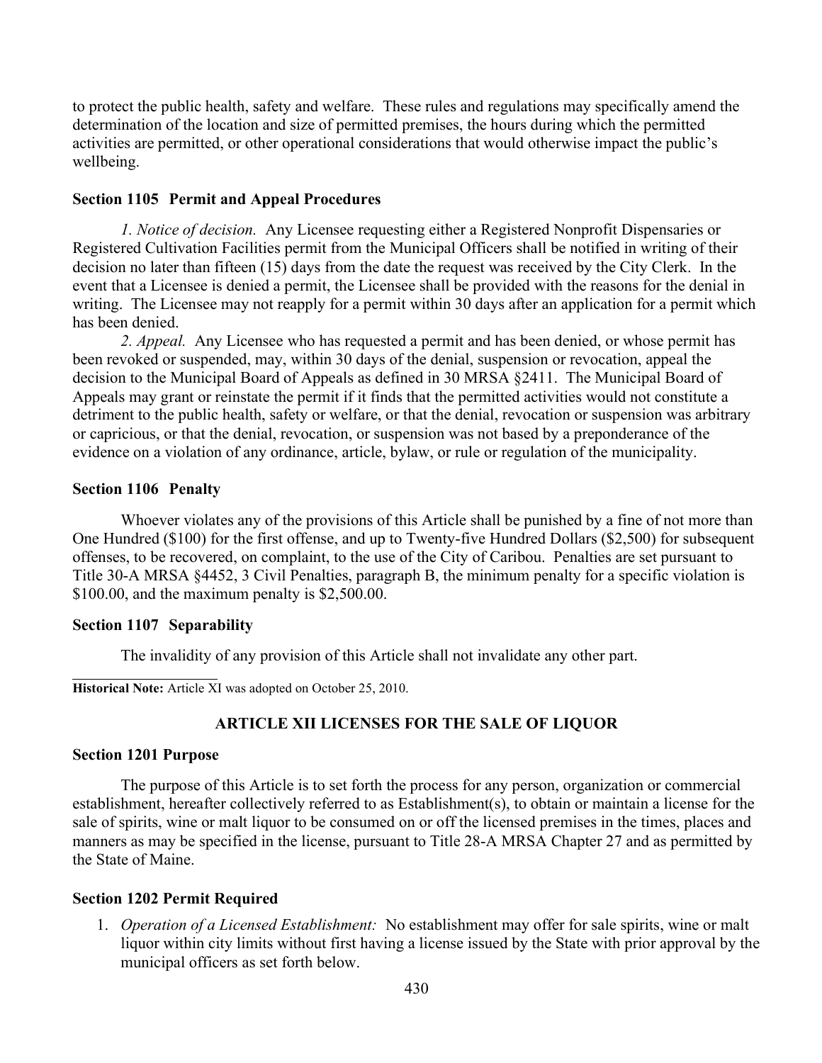to protect the public health, safety and welfare. These rules and regulations may specifically amend the determination of the location and size of permitted premises, the hours during which the permitted activities are permitted, or other operational considerations that would otherwise impact the public's wellbeing.

**Section 1105 Permit and Appeal Procedures**

*1. Notice of decision.* Any Licensee requesting either a Registered Nonprofit Dispensaries or Registered Cultivation Facilities permit from the Municipal Officers shall be notified in writing of their decision no later than fifteen (15) days from the date the request was received by the City Clerk. In the event that a Licensee is denied a permit, the Licensee shall be provided with the reasons for the denial in writing. The Licensee may not reapply for a permit within 30 days after an application for a permit which has been denied.

*2. Appeal.* Any Licensee who has requested a permit and has been denied, or whose permit has been revoked or suspended, may, within 30 days of the denial, suspension or revocation, appeal the decision to the Municipal Board of Appeals as defined in 30 MRSA §2411. The Municipal Board of Appeals may grant or reinstate the permit if it finds that the permitted activities would not constitute a detriment to the public health, safety or welfare, or that the denial, revocation or suspension was arbitrary or capricious, or that the denial, revocation, or suspension was not based by a preponderance of the evidence on a violation of any ordinance, article, bylaw, or rule or regulation of the municipality.

**Section 1106 Penalty**

Whoever violates any of the provisions of this Article shall be punished by a fine of not more than One Hundred ($100) for the first offense, and up to Twenty-five Hundred Dollars ($2,500) for subsequent offenses, to be recovered, on complaint, to the use of the City of Caribou. Penalties are set pursuant to Title 30-A MRSA §4452, 3 Civil Penalties, paragraph B, the minimum penalty for a specific violation is $100.00, and the maximum penalty is $2,500.00.

**Section 1107 Separability**

The invalidity of any provision of this Article shall not invalidate any other part.

**Historical Note:** Article XI was adopted on October 25, 2010.

## ARTICLE XII LICENSES FOR THE SALE OF LIQUOR

**Section 1201 Purpose**

The purpose of this Article is to set forth the process for any person, organization or commercial establishment, hereafter collectively referred to as Establishment(s), to obtain or maintain a license for the sale of spirits, wine or malt liquor to be consumed on or off the licensed premises in the times, places and manners as may be specified in the license, pursuant to Title 28-A MRSA Chapter 27 and as permitted by the State of Maine.

**Section 1202 Permit Required**

1. *Operation of a Licensed Establishment:* No establishment may offer for sale spirits, wine or malt liquor within city limits without first having a license issued by the State with prior approval by the municipal officers as set forth below.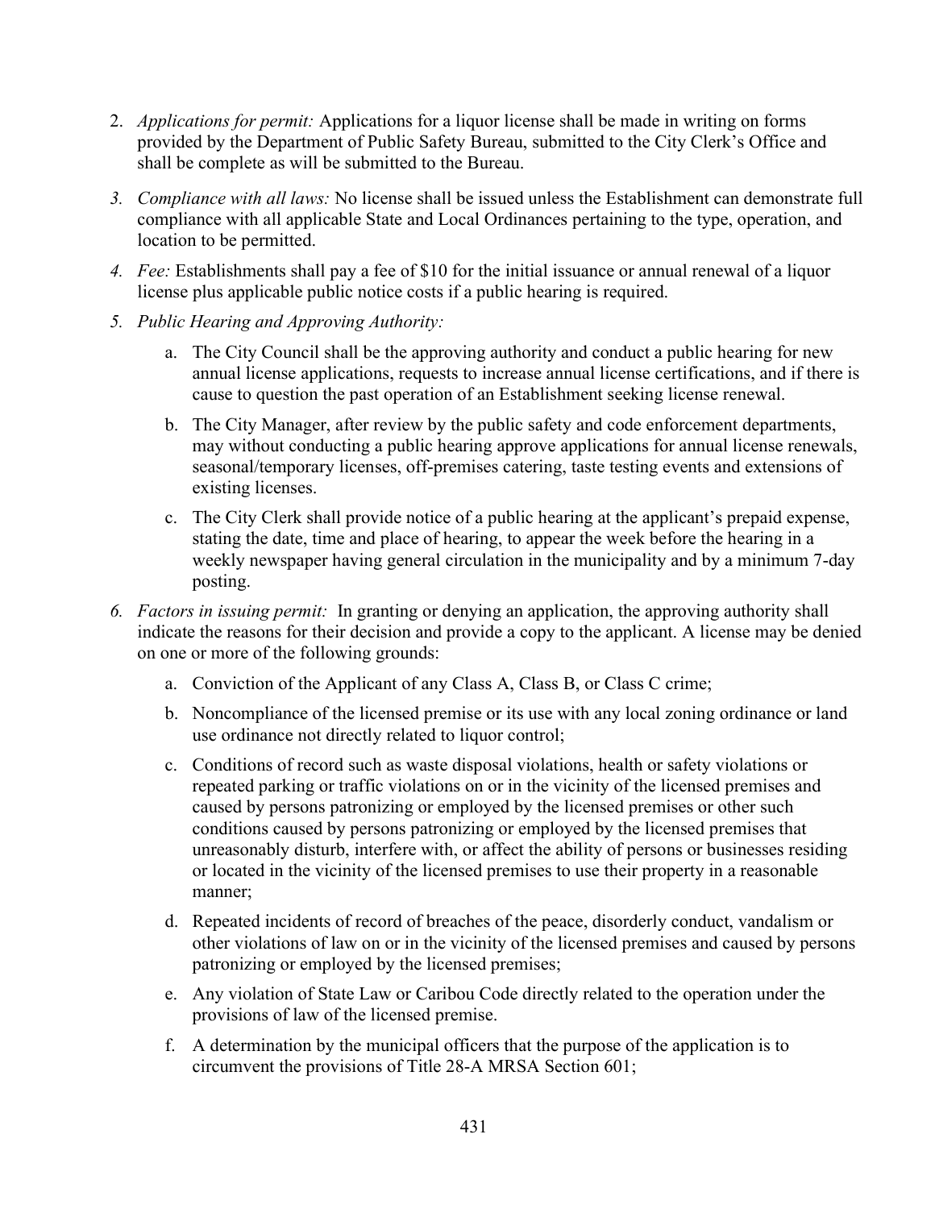2. *Applications for permit:* Applications for a liquor license shall be made in writing on forms provided by the Department of Public Safety Bureau, submitted to the City Clerk's Office and shall be complete as will be submitted to the Bureau.
3. *Compliance with all laws:* No license shall be issued unless the Establishment can demonstrate full compliance with all applicable State and Local Ordinances pertaining to the type, operation, and location to be permitted.
4. *Fee:* Establishments shall pay a fee of $10 for the initial issuance or annual renewal of a liquor license plus applicable public notice costs if a public hearing is required.
5. *Public Hearing and Approving Authority:*
   a. The City Council shall be the approving authority and conduct a public hearing for new annual license applications, requests to increase annual license certifications, and if there is cause to question the past operation of an Establishment seeking license renewal.
   b. The City Manager, after review by the public safety and code enforcement departments, may without conducting a public hearing approve applications for annual license renewals, seasonal/temporary licenses, off-premises catering, taste testing events and extensions of existing licenses.
   c. The City Clerk shall provide notice of a public hearing at the applicant's prepaid expense, stating the date, time and place of hearing, to appear the week before the hearing in a weekly newspaper having general circulation in the municipality and by a minimum 7-day posting.
6. *Factors in issuing permit:* In granting or denying an application, the approving authority shall indicate the reasons for their decision and provide a copy to the applicant. A license may be denied on one or more of the following grounds:
   a. Conviction of the Applicant of any Class A, Class B, or Class C crime;
   b. Noncompliance of the licensed premise or its use with any local zoning ordinance or land use ordinance not directly related to liquor control;
   c. Conditions of record such as waste disposal violations, health or safety violations or repeated parking or traffic violations on or in the vicinity of the licensed premises and caused by persons patronizing or employed by the licensed premises or other such conditions caused by persons patronizing or employed by the licensed premises that unreasonably disturb, interfere with, or affect the ability of persons or businesses residing or located in the vicinity of the licensed premises to use their property in a reasonable manner;
   d. Repeated incidents of record of breaches of the peace, disorderly conduct, vandalism or other violations of law on or in the vicinity of the licensed premises and caused by persons patronizing or employed by the licensed premises;
   e. Any violation of State Law or Caribou Code directly related to the operation under the provisions of law of the licensed premise.
   f. A determination by the municipal officers that the purpose of the application is to circumvent the provisions of Title 28-A MRSA Section 601;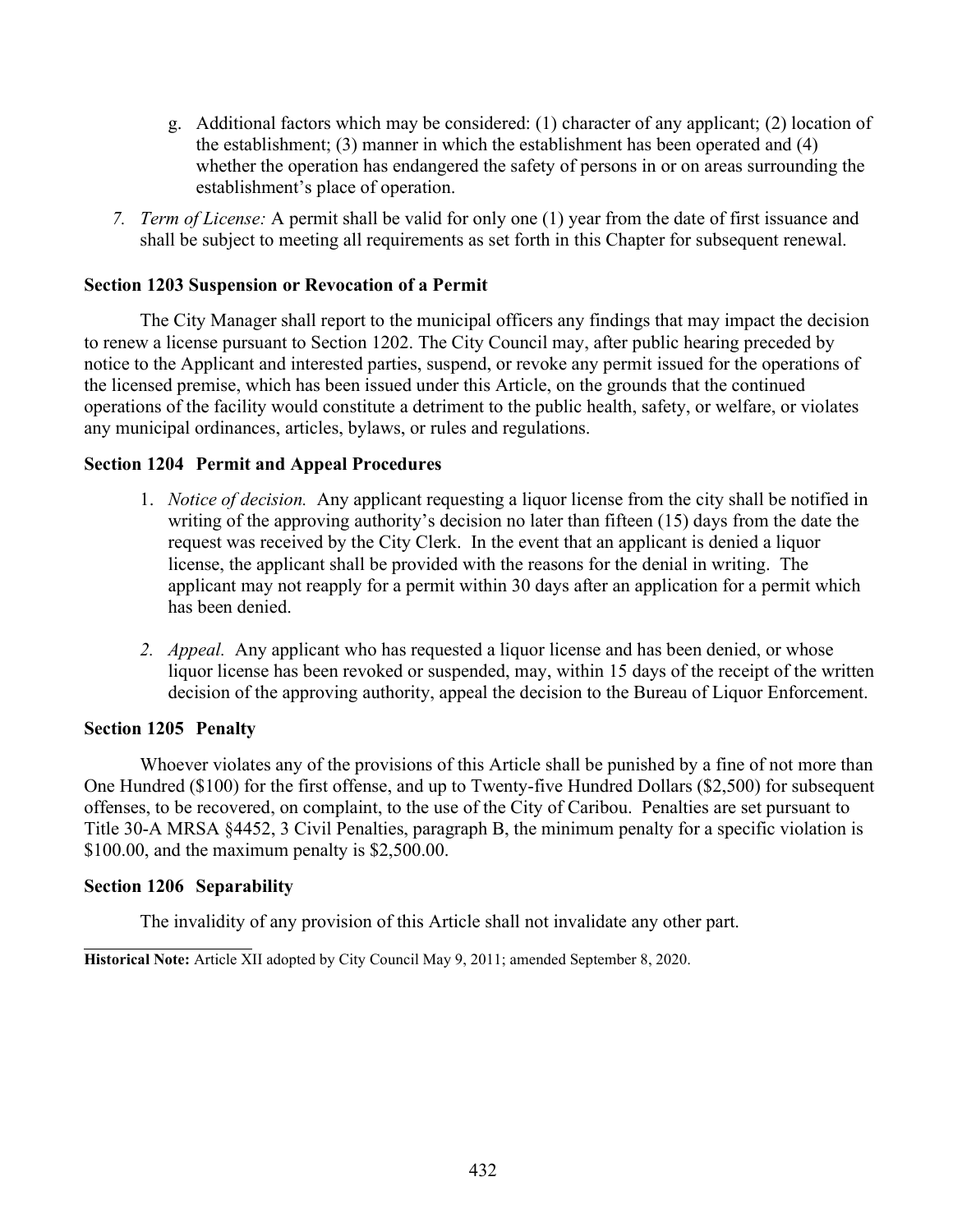g. Additional factors which may be considered: (1) character of any applicant; (2) location of the establishment; (3) manner in which the establishment has been operated and (4) whether the operation has endangered the safety of persons in or on areas surrounding the establishment's place of operation.

7. *Term of License:* A permit shall be valid for only one (1) year from the date of first issuance and shall be subject to meeting all requirements as set forth in this Chapter for subsequent renewal.

**Section 1203 Suspension or Revocation of a Permit**

The City Manager shall report to the municipal officers any findings that may impact the decision to renew a license pursuant to Section 1202. The City Council may, after public hearing preceded by notice to the Applicant and interested parties, suspend, or revoke any permit issued for the operations of the licensed premise, which has been issued under this Article, on the grounds that the continued operations of the facility would constitute a detriment to the public health, safety, or welfare, or violates any municipal ordinances, articles, bylaws, or rules and regulations.

**Section 1204 Permit and Appeal Procedures**

1. *Notice of decision.* Any applicant requesting a liquor license from the city shall be notified in writing of the approving authority's decision no later than fifteen (15) days from the date the request was received by the City Clerk. In the event that an applicant is denied a liquor license, the applicant shall be provided with the reasons for the denial in writing. The applicant may not reapply for a permit within 30 days after an application for a permit which has been denied.

2. *Appeal.* Any applicant who has requested a liquor license and has been denied, or whose liquor license has been revoked or suspended, may, within 15 days of the receipt of the written decision of the approving authority, appeal the decision to the Bureau of Liquor Enforcement.

**Section 1205 Penalty**

Whoever violates any of the provisions of this Article shall be punished by a fine of not more than One Hundred ($100) for the first offense, and up to Twenty-five Hundred Dollars ($2,500) for subsequent offenses, to be recovered, on complaint, to the use of the City of Caribou. Penalties are set pursuant to Title 30-A MRSA §4452, 3 Civil Penalties, paragraph B, the minimum penalty for a specific violation is $100.00, and the maximum penalty is $2,500.00.

**Section 1206 Separability**

The invalidity of any provision of this Article shall not invalidate any other part.

**Historical Note:** Article XII adopted by City Council May 9, 2011; amended September 8, 2020.